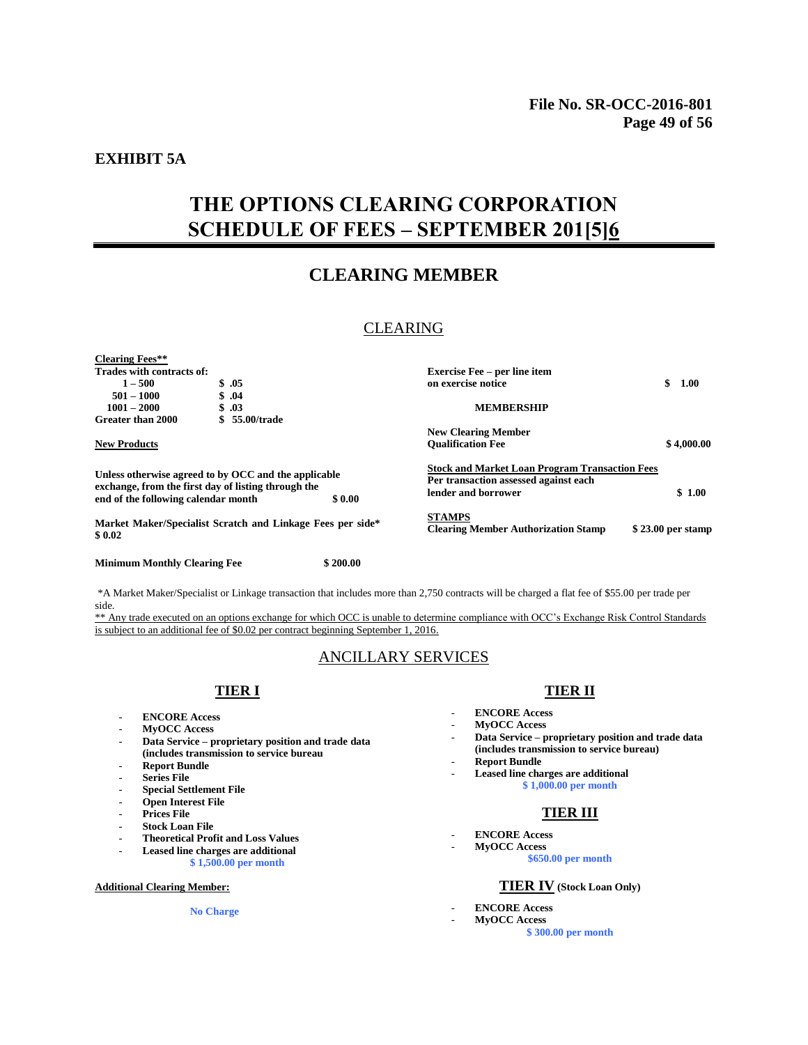**EXHIBIT 5A**

# THE OPTIONS CLEARING CORPORATION
# SCHEDULE OF FEES – SEPTEMBER 201[5]6

## CLEARING MEMBER

### CLEARING

**Clearing Fees****

**Trades with contracts of:**

| | |
|---|---|
| **1 – 500** | **$ .05** |
| **501 – 1000** | **$ .04** |
| **1001 – 2000** | **$ .03** |
| **Greater than 2000** | **$ 55.00/trade** |

**New Products**

**Unless otherwise agreed to by OCC and the applicable exchange, from the first day of listing through the end of the following calendar month** **$ 0.00**

**Market Maker/Specialist Scratch and Linkage Fees per side* $ 0.02**

**Minimum Monthly Clearing Fee** **$ 200.00**

**Exercise Fee – per line item on exercise notice** **$ 1.00**

**MEMBERSHIP**

**New Clearing Member Qualification Fee** **$ 4,000.00**

**Stock and Market Loan Program Transaction Fees**
**Per transaction assessed against each lender and borrower** **$ 1.00**

**STAMPS**
**Clearing Member Authorization Stamp** **$ 23.00 per stamp**

*A Market Maker/Specialist or Linkage transaction that includes more than 2,750 contracts will be charged a flat fee of $55.00 per trade per side.

** Any trade executed on an options exchange for which OCC is unable to determine compliance with OCC's Exchange Risk Control Standards is subject to an additional fee of $0.02 per contract beginning September 1, 2016.

### ANCILLARY SERVICES

#### TIER I

- **ENCORE Access**
- **MyOCC Access**
- **Data Service – proprietary position and trade data (includes transmission to service bureau**
- **Report Bundle**
- **Series File**
- **Special Settlement File**
- **Open Interest File**
- **Prices File**
- **Stock Loan File**
- **Theoretical Profit and Loss Values**
- **Leased line charges are additional**

**$ 1,500.00 per month**

**Additional Clearing Member:**

**No Charge**

#### TIER II

- **ENCORE Access**
- **MyOCC Access**
- **Data Service – proprietary position and trade data (includes transmission to service bureau)**
- **Report Bundle**
- **Leased line charges are additional**

**$ 1,000.00 per month**

#### TIER III

- **ENCORE Access**
- **MyOCC Access**

**$650.00 per month**

#### TIER IV (Stock Loan Only)

- **ENCORE Access**
- **MyOCC Access**

**$ 300.00 per month**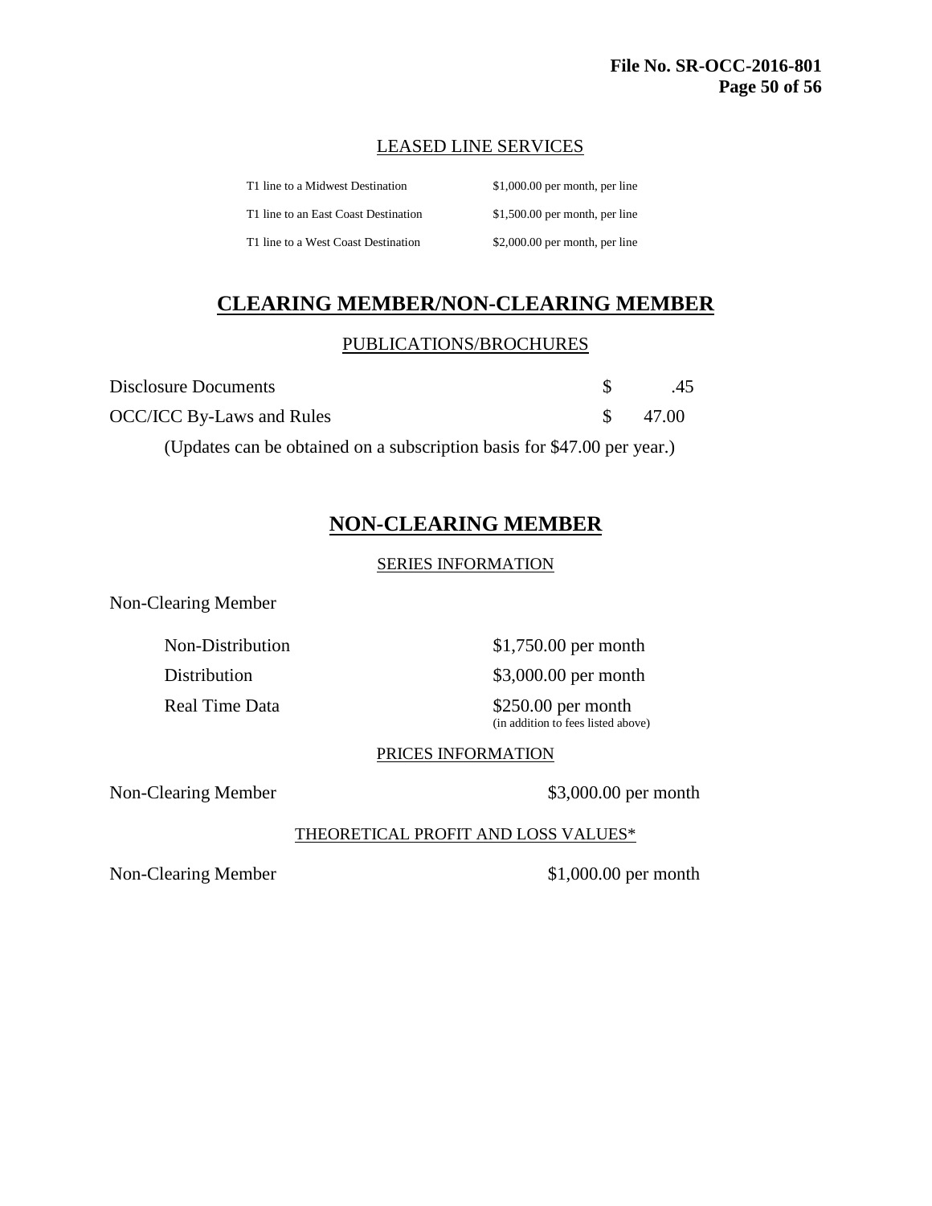### LEASED LINE SERVICES

| | |
|---|---|
| T1 line to a Midwest Destination | $1,000.00 per month, per line |
| T1 line to an East Coast Destination | $1,500.00 per month, per line |
| T1 line to a West Coast Destination | $2,000.00 per month, per line |

## CLEARING MEMBER/NON-CLEARING MEMBER

### PUBLICATIONS/BROCHURES

| | |
|---|---|
| Disclosure Documents | $ .45 |
| OCC/ICC By-Laws and Rules | $ 47.00 |

(Updates can be obtained on a subscription basis for $47.00 per year.)

## NON-CLEARING MEMBER

### SERIES INFORMATION

Non-Clearing Member

| | |
|---|---|
| Non-Distribution | $1,750.00 per month |
| Distribution | $3,000.00 per month |
| Real Time Data | $250.00 per month (in addition to fees listed above) |

### PRICES INFORMATION

Non-Clearing Member $3,000.00 per month

### THEORETICAL PROFIT AND LOSS VALUES*

Non-Clearing Member $1,000.00 per month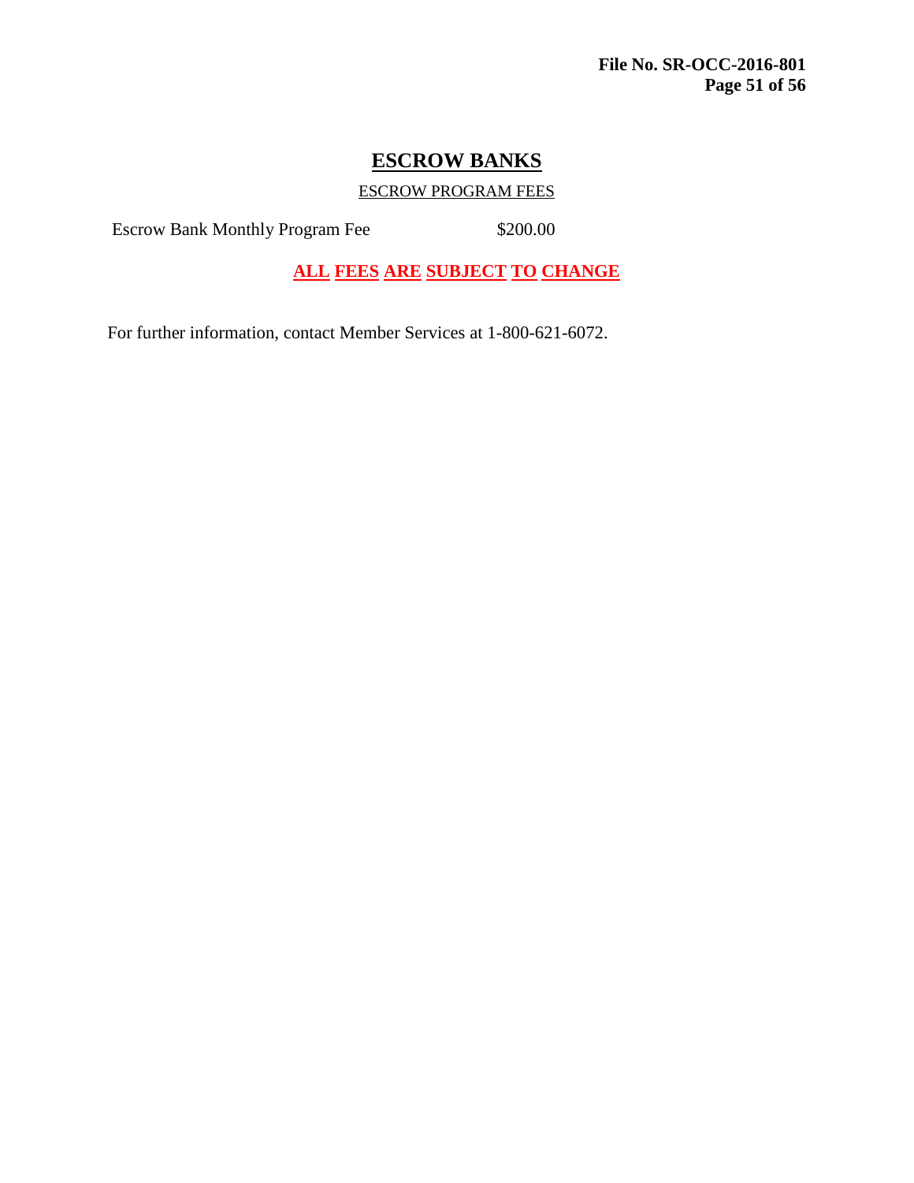# ESCROW BANKS

ESCROW PROGRAM FEES

| | |
|---|---|
| Escrow Bank Monthly Program Fee | $200.00 |

**ALL FEES ARE SUBJECT TO CHANGE**

For further information, contact Member Services at 1-800-621-6072.